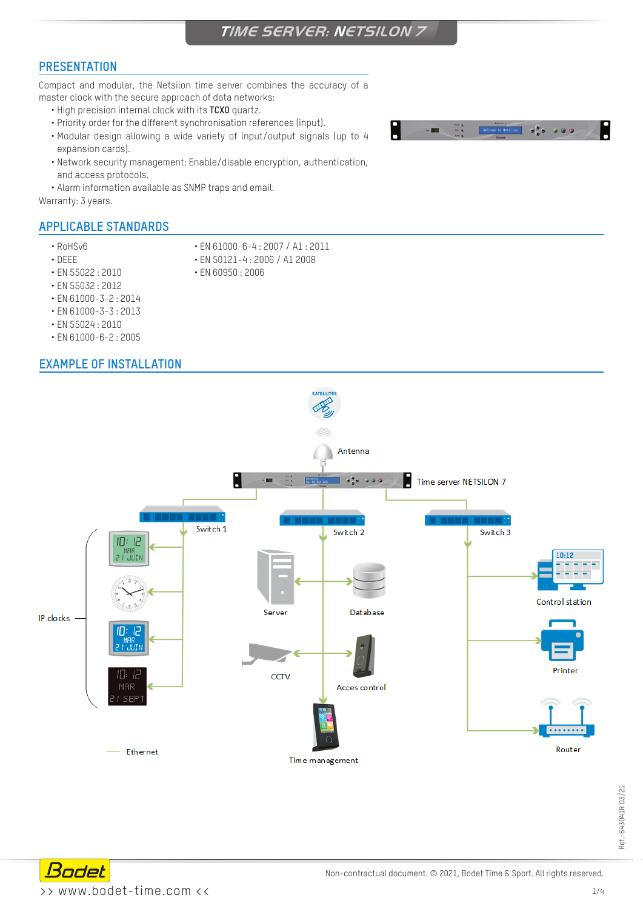# TIME SERVER: NETSILON 7

## PRESENTATION

Compact and modular, the Netsilon time server combines the accuracy of a master clock with the secure approach of data networks:

- High precision internal clock with its **TCXO** quartz.
- Priority order for the different synchronisation references (input).
- Modular design allowing a wide variety of input/output signals (up to 4 expansion cards).
- Network security management: Enable/disable encryption, authentication, and access protocols.
- Alarm information available as SNMP traps and email.

Warranty: 3 years.

## APPLICABLE STANDARDS

- RoHSv6
- DEEE
- EN 55022 : 2010
- EN 55032 : 2012
- EN 61000-3-2 : 2014
- EN 61000-3-3 : 2013
- EN 55024 : 2010
- EN 61000-6-2 : 2005
- EN 61000-6-4 : 2007 / A1 : 2011
- EN 50121-4 : 2006 / A1 2008
- EN 60950 : 2006

## EXAMPLE OF INSTALLATION

SATELLITES

Antenna

Time server NETSILON 7

Switch 1 — Switch 2 — Switch 3

IP clocks

Server — Database

CCTV — Acces control

Time management

Control station

Printer

Router

Ethernet

Ref.: 643041R 03/21

>> www.bodet-time.com <<

Non-contractual document. © 2021, Bodet Time & Sport. All rights reserved.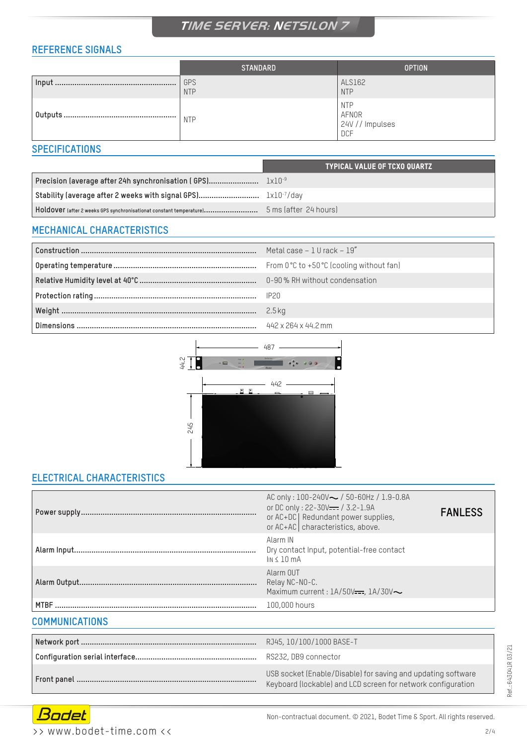# TIME SERVER: NETSILON 7

## REFERENCE SIGNALS

| | STANDARD | OPTION |
|---|---|---|
| Input | GPS<br>NTP | ALS162<br>NTP |
| Outputs | NTP | NTP<br>AFNOR<br>24V // Impulses<br>DCF |

## SPECIFICATIONS

| | TYPICAL VALUE OF TCXO QUARTZ |
|---|---|
| Precision (average after 24h synchronisation ( GPS) | $1x10^{-9}$ |
| Stability (average after 2 weeks with signal GPS) | $1x10^{-7}$/day |
| Holdover (after 2 weeks GPS synchronisationat constant temperature) | 5 ms (after 24 hours) |

## MECHANICAL CHARACTERISTICS

| | |
|---|---|
| Construction | Metal case – 1 U rack – 19" |
| Operating temperature | From 0 °C to +50 °C (cooling without fan) |
| Relative Humidity level at 40°C | 0-90 % RH without condensation |
| Protection rating | IP20 |
| Weight | 2.5 kg |
| Dimensions | 442 x 264 x 44.2 mm |

487

44.2

442

245

## ELECTRICAL CHARACTERISTICS

| | | |
|---|---|---|
| Power supply | AC only : 100-240V~ / 50-60Hz / 1.9-0.8A<br>or DC only : 22-30V⎓ / 3.2-1.9A<br>or AC+DC \| Redundant power supplies,<br>or AC+AC \| characteristics, above. | **FANLESS** |
| Alarm Input | Alarm IN<br>Dry contact Input, potential-free contact<br>$I_{IN} \leq 10$ mA | |
| Alarm Output | Alarm OUT<br>Relay NC-NO-C.<br>Maximum current : 1A/50V⎓, 1A/30V~ | |
| MTBF | 100,000 hours | |

## COMMUNICATIONS

| | |
|---|---|
| Network port | RJ45, 10/100/1000 BASE-T |
| Configuration serial interface | RS232, DB9 connector |
| Front panel | USB socket (Enable/Disable) for saving and updating software<br>Keyboard (lockable) and LCD screen for network configuration |

Ref.: 643041R 03/21

Bodet

>> www.bodet-time.com <<

Non-contractual document. © 2021, Bodet Time & Sport. All rights reserved.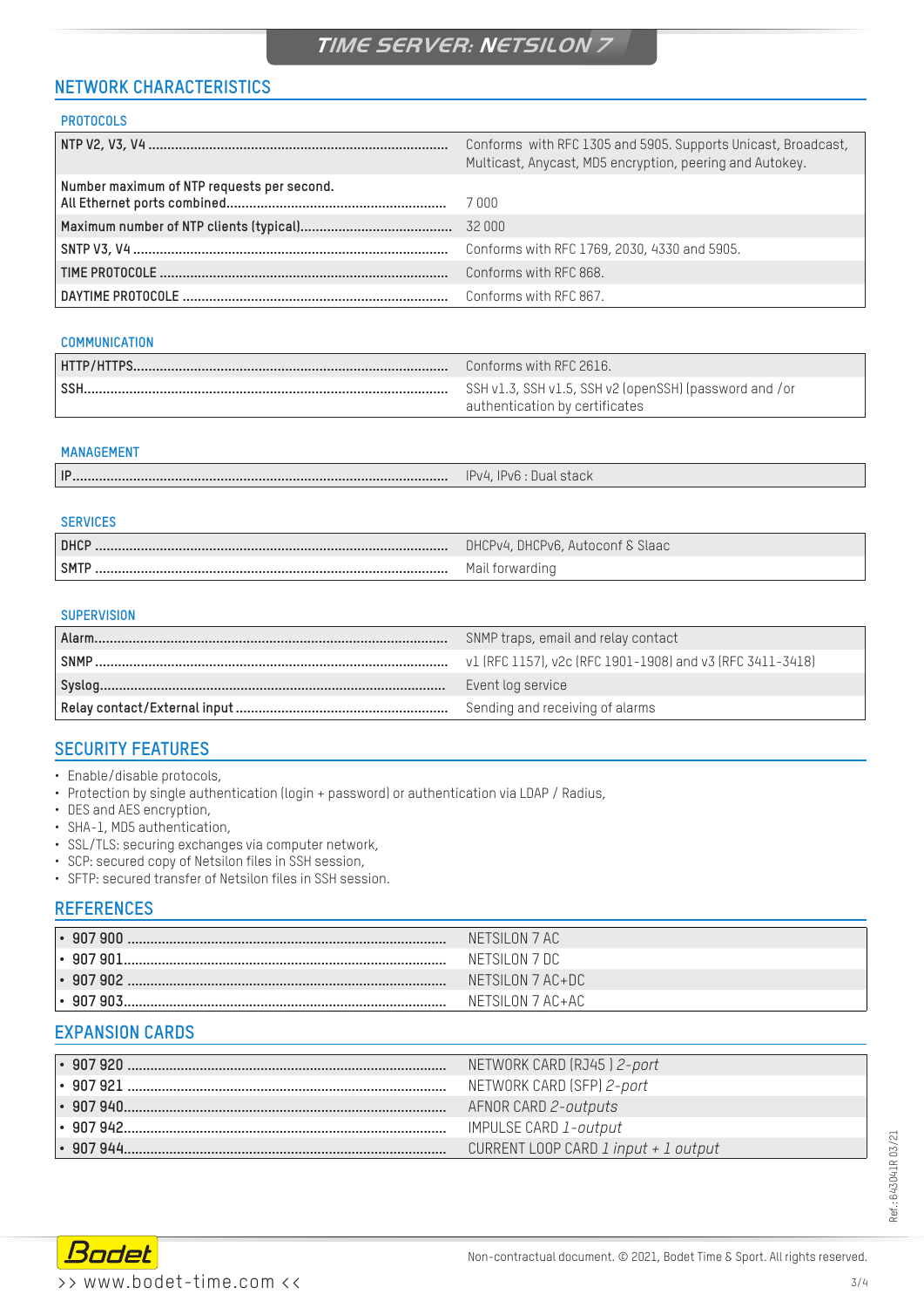# TIME SERVER: NETSILON 7

## NETWORK CHARACTERISTICS

### PROTOCOLS

| | |
|---|---|
| **NTP V2, V3, V4** | Conforms with RFC 1305 and 5905. Supports Unicast, Broadcast, Multicast, Anycast, MD5 encryption, peering and Autokey. |
| **Number maximum of NTP requests per second. All Ethernet ports combined** | 7 000 |
| **Maximum number of NTP clients (typical)** | 32 000 |
| **SNTP V3, V4** | Conforms with RFC 1769, 2030, 4330 and 5905. |
| **TIME PROTOCOLE** | Conforms with RFC 868. |
| **DAYTIME PROTOCOLE** | Conforms with RFC 867. |

### COMMUNICATION

| | |
|---|---|
| **HTTP/HTTPS** | Conforms with RFC 2616. |
| **SSH** | SSH v1.3, SSH v1.5, SSH v2 (openSSH) (password and /or authentication by certificates |

### MANAGEMENT

| | |
|---|---|
| **IP** | IPv4, IPv6 : Dual stack |

### SERVICES

| | |
|---|---|
| **DHCP** | DHCPv4, DHCPv6, Autoconf & Slaac |
| **SMTP** | Mail forwarding |

### SUPERVISION

| | |
|---|---|
| **Alarm** | SNMP traps, email and relay contact |
| **SNMP** | v1 (RFC 1157), v2c (RFC 1901-1908) and v3 (RFC 3411-3418) |
| **Syslog** | Event log service |
| **Relay contact/External input** | Sending and receiving of alarms |

## SECURITY FEATURES

- Enable/disable protocols,
- Protection by single authentication (login + password) or authentication via LDAP / Radius,
- DES and AES encryption,
- SHA-1, MD5 authentication,
- SSL/TLS: securing exchanges via computer network,
- SCP: secured copy of Netsilon files in SSH session,
- SFTP: secured transfer of Netsilon files in SSH session.

## REFERENCES

| | |
|---|---|
| • **907 900** | NETSILON 7 AC |
| • **907 901** | NETSILON 7 DC |
| • **907 902** | NETSILON 7 AC+DC |
| • **907 903** | NETSILON 7 AC+AC |

## EXPANSION CARDS

| | |
|---|---|
| • **907 920** | NETWORK CARD (RJ45 ) *2-port* |
| • **907 921** | NETWORK CARD (SFP) *2-port* |
| • **907 940** | AFNOR CARD *2-outputs* |
| • **907 942** | IMPULSE CARD *1-output* |
| • **907 944** | CURRENT LOOP CARD *1 input + 1 output* |

Ref.: 643041R 03/21

Non-contractual document. © 2021, Bodet Time & Sport. All rights reserved.

>> www.bodet-time.com <<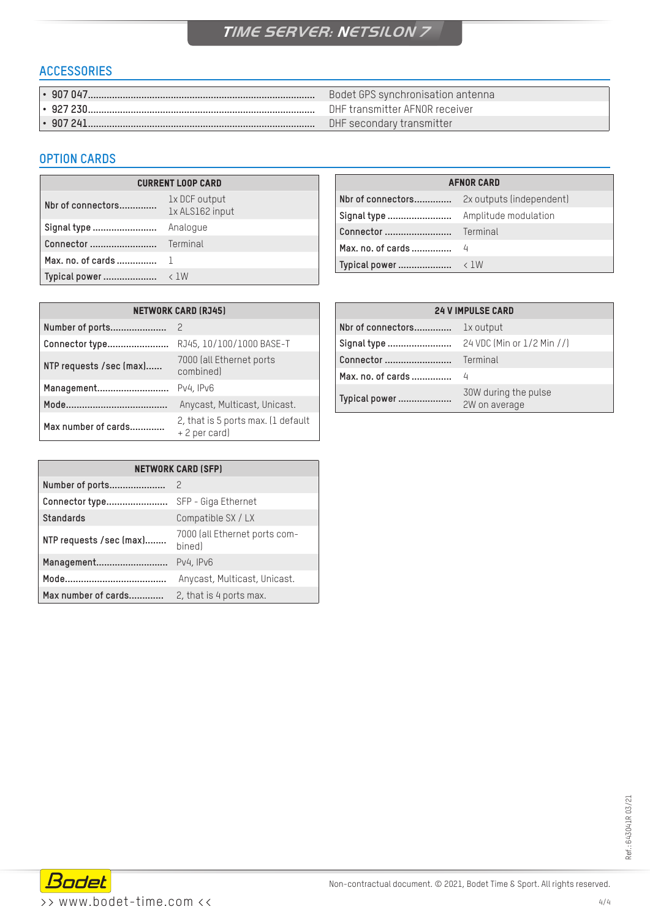## ACCESSORIES

| | |
|---|---|
| • 907 047 | Bodet GPS synchronisation antenna |
| • 927 230 | DHF transmitter AFNOR receiver |
| • 907 241 | DHF secondary transmitter |

## OPTION CARDS

| CURRENT LOOP CARD | |
|---|---|
| Nbr of connectors | 1x DCF output<br>1x ALS162 input |
| Signal type | Analogue |
| Connector | Terminal |
| Max. no. of cards | 1 |
| Typical power | < 1W |

| AFNOR CARD | |
|---|---|
| Nbr of connectors | 2x outputs (independent) |
| Signal type | Amplitude modulation |
| Connector | Terminal |
| Max. no. of cards | 4 |
| Typical power | < 1W |

| NETWORK CARD (RJ45) | |
|---|---|
| Number of ports | 2 |
| Connector type | RJ45, 10/100/1000 BASE-T |
| NTP requests /sec (max) | 7000 (all Ethernet ports combined) |
| Management | Pv4, IPv6 |
| Mode | Anycast, Multicast, Unicast. |
| Max number of cards | 2, that is 5 ports max. (1 default + 2 per card) |

| 24 V IMPULSE CARD | |
|---|---|
| Nbr of connectors | 1x output |
| Signal type | 24 VDC (Min or 1/2 Min / /) |
| Connector | Terminal |
| Max. no. of cards | 4 |
| Typical power | 30W during the pulse<br>2W on average |

| NETWORK CARD (SFP) | |
|---|---|
| Number of ports | 2 |
| Connector type | SFP - Giga Ethernet |
| Standards | Compatible SX / LX |
| NTP requests /sec (max) | 7000 (all Ethernet ports combined) |
| Management | Pv4, IPv6 |
| Mode | Anycast, Multicast, Unicast. |
| Max number of cards | 2, that is 4 ports max. |

Ref.: 643041R 03/21

Non-contractual document. © 2021, Bodet Time & Sport. All rights reserved.

>> www.bodet-time.com <<